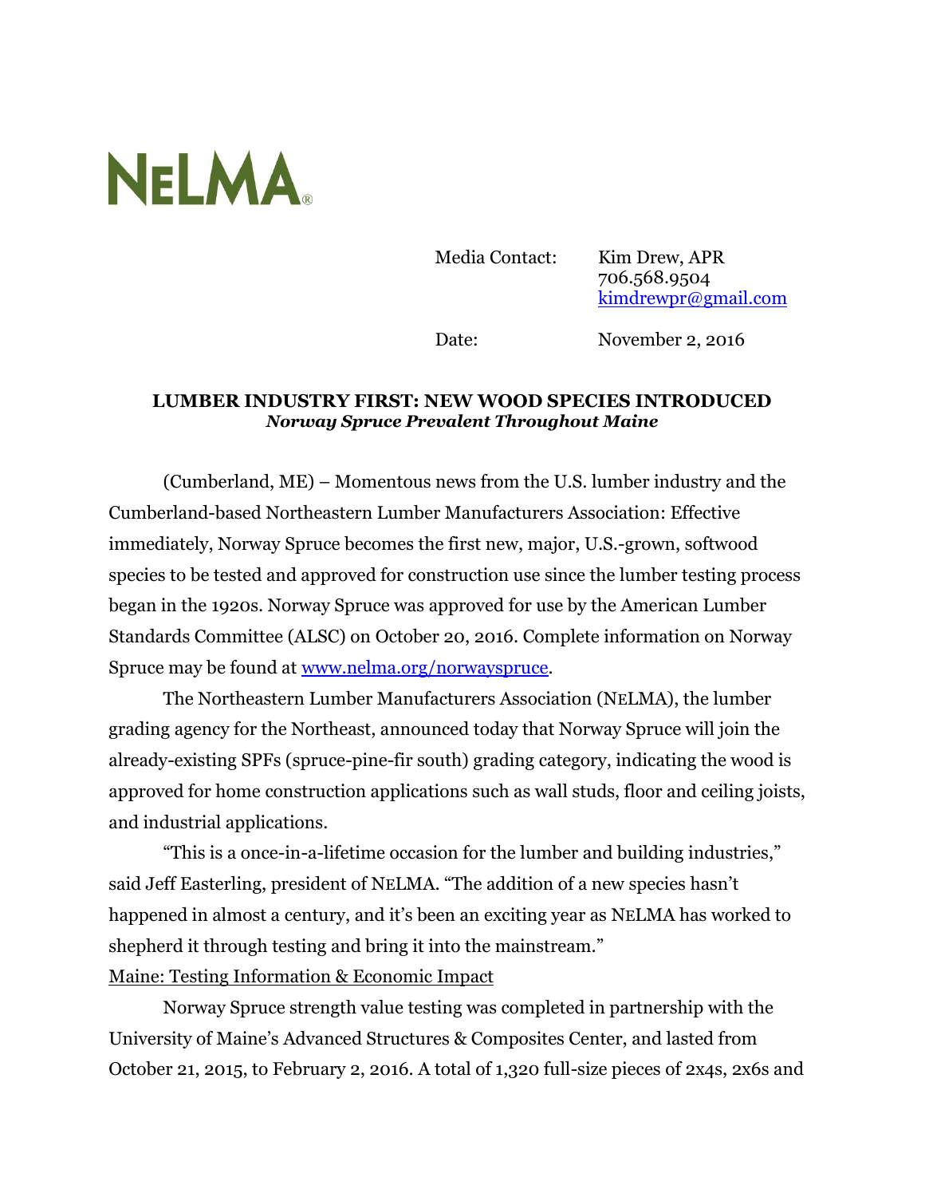NELMA®

Media Contact: Kim Drew, APR
706.568.9504
kimdrewpr@gmail.com

Date: November 2, 2016

## LUMBER INDUSTRY FIRST: NEW WOOD SPECIES INTRODUCED

***Norway Spruce Prevalent Throughout Maine***

(Cumberland, ME) – Momentous news from the U.S. lumber industry and the Cumberland-based Northeastern Lumber Manufacturers Association: Effective immediately, Norway Spruce becomes the first new, major, U.S.-grown, softwood species to be tested and approved for construction use since the lumber testing process began in the 1920s. Norway Spruce was approved for use by the American Lumber Standards Committee (ALSC) on October 20, 2016. Complete information on Norway Spruce may be found at [www.nelma.org/norwayspruce](www.nelma.org/norwayspruce).

The Northeastern Lumber Manufacturers Association (NELMA), the lumber grading agency for the Northeast, announced today that Norway Spruce will join the already-existing SPFs (spruce-pine-fir south) grading category, indicating the wood is approved for home construction applications such as wall studs, floor and ceiling joists, and industrial applications.

"This is a once-in-a-lifetime occasion for the lumber and building industries," said Jeff Easterling, president of NELMA. "The addition of a new species hasn't happened in almost a century, and it's been an exciting year as NELMA has worked to shepherd it through testing and bring it into the mainstream."

Maine: Testing Information & Economic Impact

Norway Spruce strength value testing was completed in partnership with the University of Maine's Advanced Structures & Composites Center, and lasted from October 21, 2015, to February 2, 2016. A total of 1,320 full-size pieces of 2x4s, 2x6s and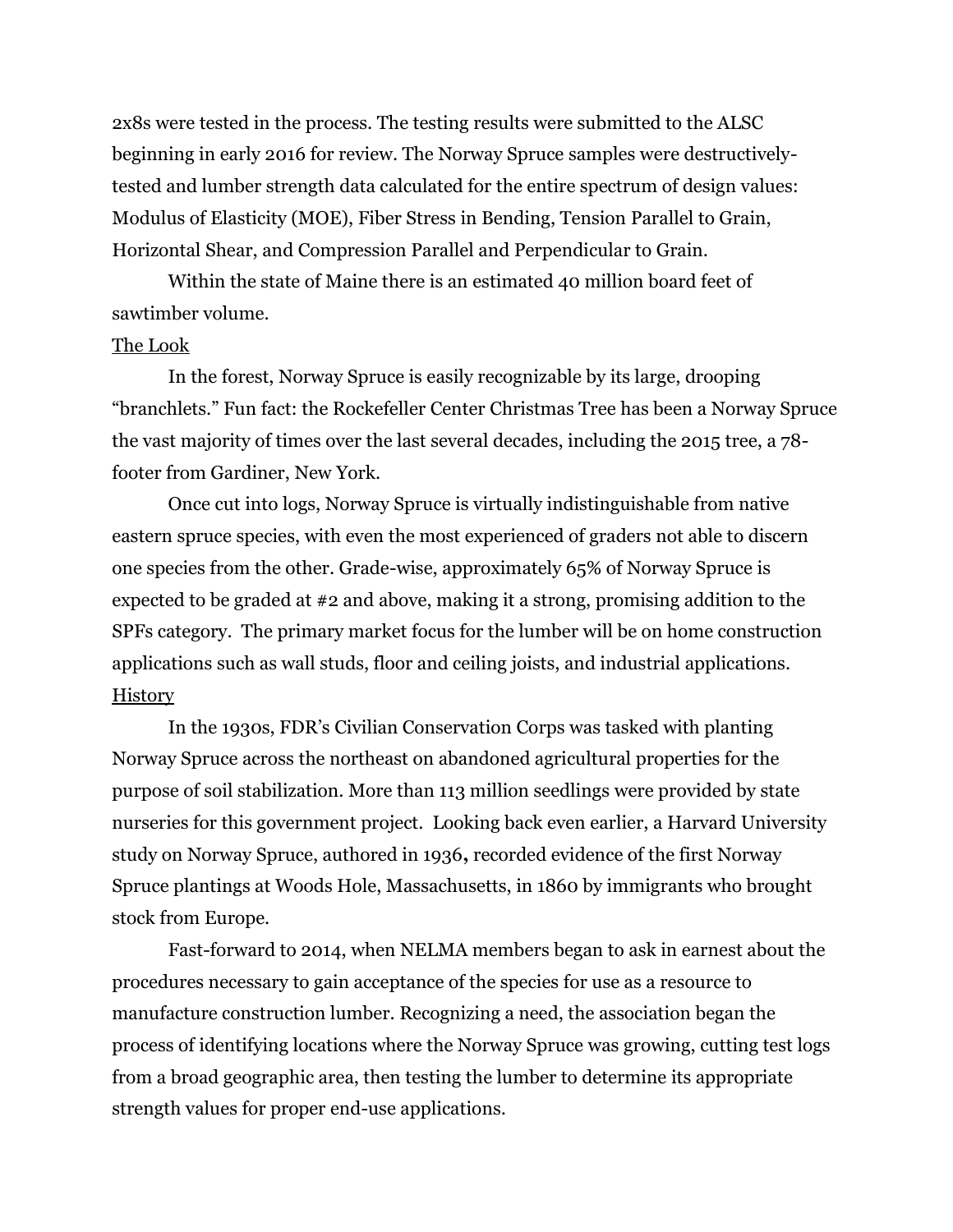2x8s were tested in the process. The testing results were submitted to the ALSC beginning in early 2016 for review. The Norway Spruce samples were destructively-tested and lumber strength data calculated for the entire spectrum of design values: Modulus of Elasticity (MOE), Fiber Stress in Bending, Tension Parallel to Grain, Horizontal Shear, and Compression Parallel and Perpendicular to Grain.

Within the state of Maine there is an estimated 40 million board feet of sawtimber volume.

<u>The Look</u>

In the forest, Norway Spruce is easily recognizable by its large, drooping "branchlets." Fun fact: the Rockefeller Center Christmas Tree has been a Norway Spruce the vast majority of times over the last several decades, including the 2015 tree, a 78-footer from Gardiner, New York.

Once cut into logs, Norway Spruce is virtually indistinguishable from native eastern spruce species, with even the most experienced of graders not able to discern one species from the other. Grade-wise, approximately 65% of Norway Spruce is expected to be graded at #2 and above, making it a strong, promising addition to the SPFs category. The primary market focus for the lumber will be on home construction applications such as wall studs, floor and ceiling joists, and industrial applications.

<u>History</u>

In the 1930s, FDR's Civilian Conservation Corps was tasked with planting Norway Spruce across the northeast on abandoned agricultural properties for the purpose of soil stabilization. More than 113 million seedlings were provided by state nurseries for this government project. Looking back even earlier, a Harvard University study on Norway Spruce, authored in 1936**,** recorded evidence of the first Norway Spruce plantings at Woods Hole, Massachusetts, in 1860 by immigrants who brought stock from Europe.

Fast-forward to 2014, when NELMA members began to ask in earnest about the procedures necessary to gain acceptance of the species for use as a resource to manufacture construction lumber. Recognizing a need, the association began the process of identifying locations where the Norway Spruce was growing, cutting test logs from a broad geographic area, then testing the lumber to determine its appropriate strength values for proper end-use applications.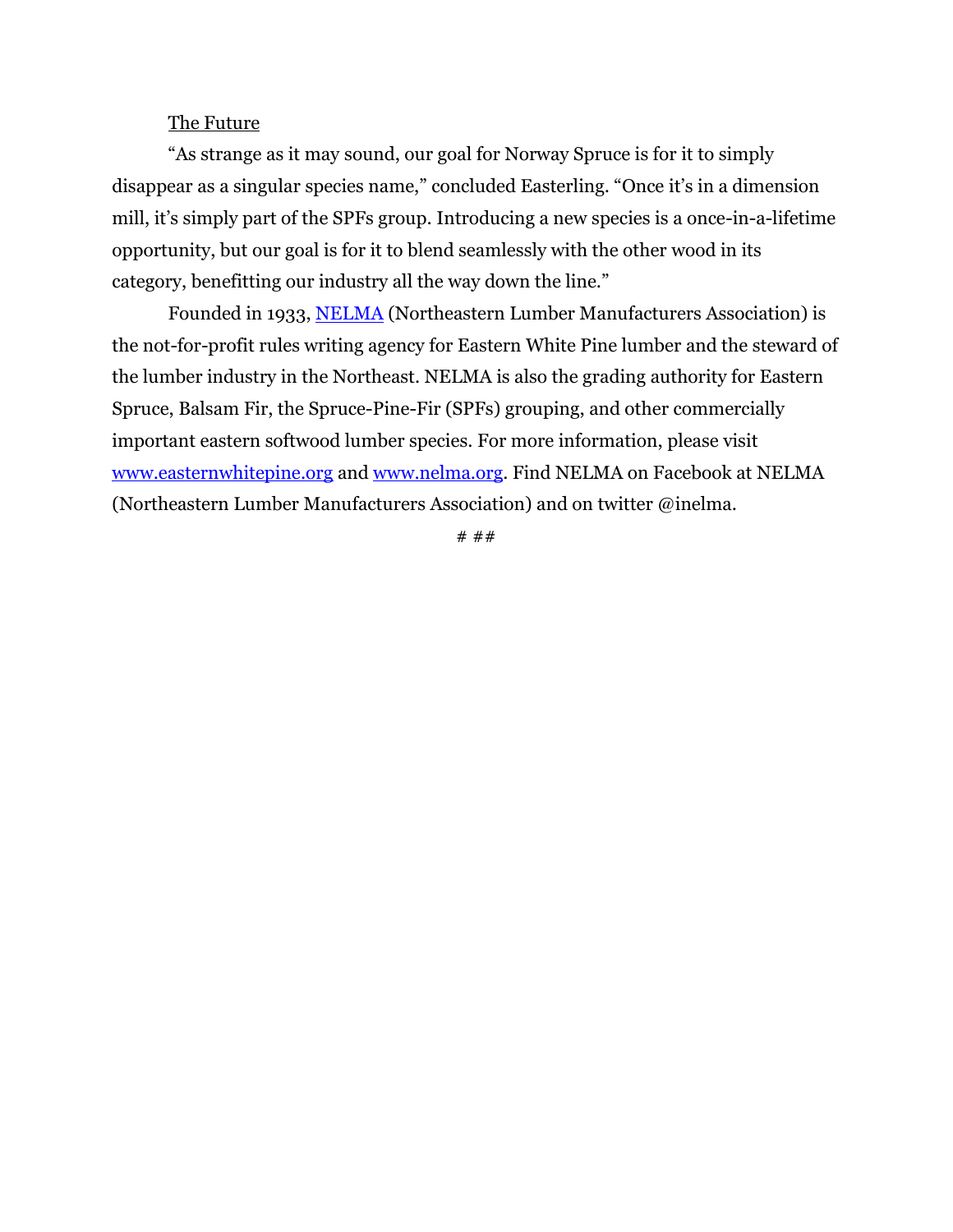The Future

"As strange as it may sound, our goal for Norway Spruce is for it to simply disappear as a singular species name," concluded Easterling. "Once it's in a dimension mill, it's simply part of the SPFs group. Introducing a new species is a once-in-a-lifetime opportunity, but our goal is for it to blend seamlessly with the other wood in its category, benefitting our industry all the way down the line."

Founded in 1933, NELMA (Northeastern Lumber Manufacturers Association) is the not-for-profit rules writing agency for Eastern White Pine lumber and the steward of the lumber industry in the Northeast. NELMA is also the grading authority for Eastern Spruce, Balsam Fir, the Spruce-Pine-Fir (SPFs) grouping, and other commercially important eastern softwood lumber species. For more information, please visit www.easternwhitepine.org and www.nelma.org. Find NELMA on Facebook at NELMA (Northeastern Lumber Manufacturers Association) and on twitter @inelma.

# ##